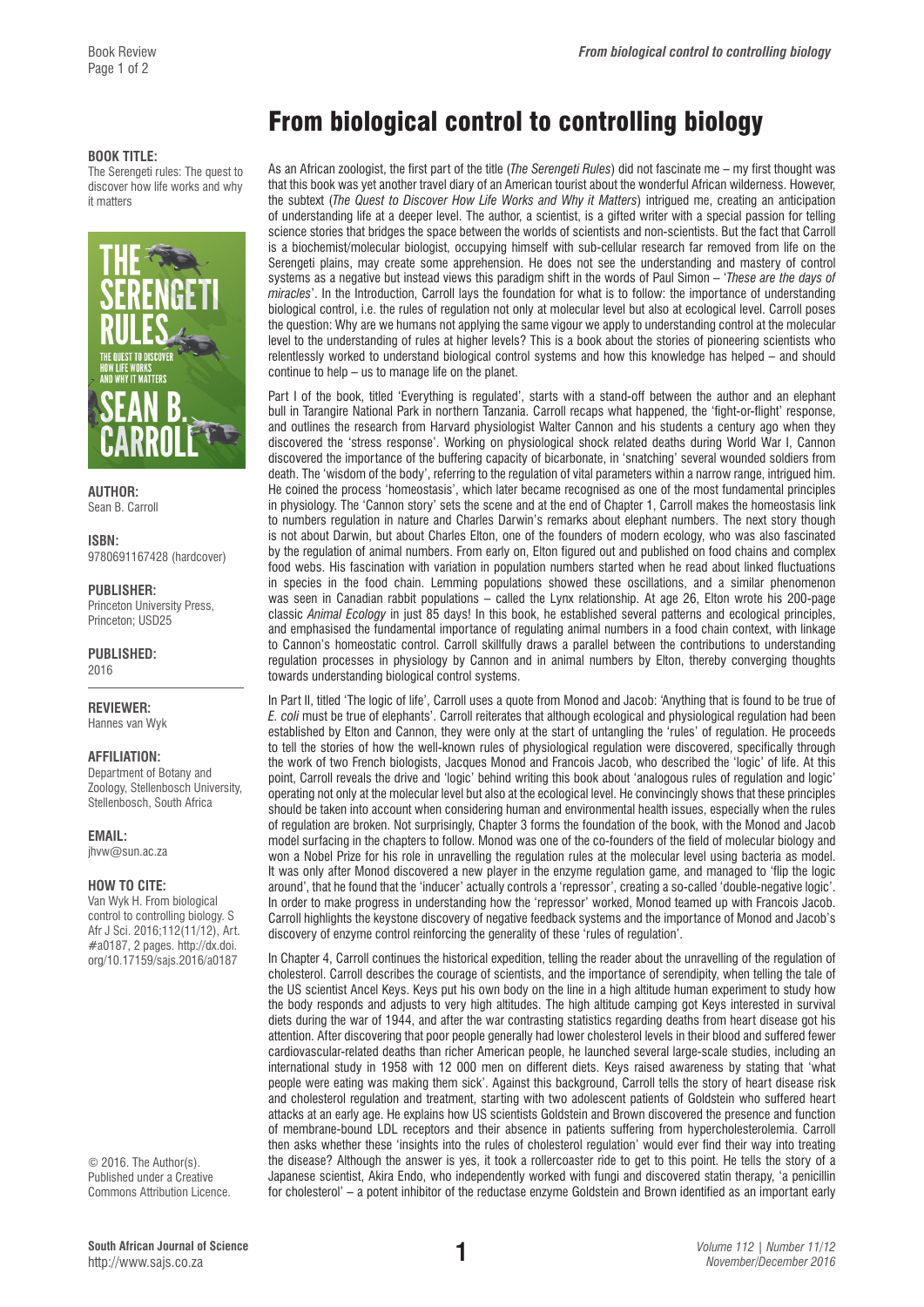# From biological control to controlling biology

**BOOK TITLE:**
The Serengeti rules: The quest to discover how life works and why it matters

**AUTHOR:**
Sean B. Carroll

**ISBN:**
9780691167428 (hardcover)

**PUBLISHER:**
Princeton University Press, Princeton; USD25

**PUBLISHED:**
2016

**REVIEWER:**
Hannes van Wyk

**AFFILIATION:**
Department of Botany and Zoology, Stellenbosch University, Stellenbosch, South Africa

**EMAIL:**
jhvw@sun.ac.za

**HOW TO CITE:**
Van Wyk H. From biological control to controlling biology. S Afr J Sci. 2016;112(11/12), Art. #a0187, 2 pages. http://dx.doi.org/10.17159/sajs.2016/a0187

© 2016. The Author(s). Published under a Creative Commons Attribution Licence.

As an African zoologist, the first part of the title (*The Serengeti Rules*) did not fascinate me – my first thought was that this book was yet another travel diary of an American tourist about the wonderful African wilderness. However, the subtext (*The Quest to Discover How Life Works and Why it Matters*) intrigued me, creating an anticipation of understanding life at a deeper level. The author, a scientist, is a gifted writer with a special passion for telling science stories that bridges the space between the worlds of scientists and non-scientists. But the fact that Carroll is a biochemist/molecular biologist, occupying himself with sub-cellular research far removed from life on the Serengeti plains, may create some apprehension. He does not see the understanding and mastery of control systems as a negative but instead views this paradigm shift in the words of Paul Simon – '*These are the days of miracles*'. In the Introduction, Carroll lays the foundation for what is to follow: the importance of understanding biological control, i.e. the rules of regulation not only at molecular level but also at ecological level. Carroll poses the question: Why are we humans not applying the same vigour we apply to understanding control at the molecular level to the understanding of rules at higher levels? This is a book about the stories of pioneering scientists who relentlessly worked to understand biological control systems and how this knowledge has helped – and should continue to help – us to manage life on the planet.

Part I of the book, titled 'Everything is regulated', starts with a stand-off between the author and an elephant bull in Tarangire National Park in northern Tanzania. Carroll recaps what happened, the 'fight-or-flight' response, and outlines the research from Harvard physiologist Walter Cannon and his students a century ago when they discovered the 'stress response'. Working on physiological shock related deaths during World War I, Cannon discovered the importance of the buffering capacity of bicarbonate, in 'snatching' several wounded soldiers from death. The 'wisdom of the body', referring to the regulation of vital parameters within a narrow range, intrigued him. He coined the process 'homeostasis', which later became recognised as one of the most fundamental principles in physiology. The 'Cannon story' sets the scene and at the end of Chapter 1, Carroll makes the homeostasis link to numbers regulation in nature and Charles Darwin's remarks about elephant numbers. The next story though is not about Darwin, but about Charles Elton, one of the founders of modern ecology, who was also fascinated by the regulation of animal numbers. From early on, Elton figured out and published on food chains and complex food webs. His fascination with variation in population numbers started when he read about linked fluctuations in species in the food chain. Lemming populations showed these oscillations, and a similar phenomenon was seen in Canadian rabbit populations – called the Lynx relationship. At age 26, Elton wrote his 200-page classic *Animal Ecology* in just 85 days! In this book, he established several patterns and ecological principles, and emphasised the fundamental importance of regulating animal numbers in a food chain context, with linkage to Cannon's homeostatic control. Carroll skillfully draws a parallel between the contributions to understanding regulation processes in physiology by Cannon and in animal numbers by Elton, thereby converging thoughts towards understanding biological control systems.

In Part II, titled 'The logic of life', Carroll uses a quote from Monod and Jacob: 'Anything that is found to be true of *E. coli* must be true of elephants'. Carroll reiterates that although ecological and physiological regulation had been established by Elton and Cannon, they were only at the start of untangling the 'rules' of regulation. He proceeds to tell the stories of how the well-known rules of physiological regulation were discovered, specifically through the work of two French biologists, Jacques Monod and Francois Jacob, who described the 'logic' of life. At this point, Carroll reveals the drive and 'logic' behind writing this book about 'analogous rules of regulation and logic' operating not only at the molecular level but also at the ecological level. He convincingly shows that these principles should be taken into account when considering human and environmental health issues, especially when the rules of regulation are broken. Not surprisingly, Chapter 3 forms the foundation of the book, with the Monod and Jacob model surfacing in the chapters to follow. Monod was one of the co-founders of the field of molecular biology and won a Nobel Prize for his role in unravelling the regulation rules at the molecular level using bacteria as model. It was only after Monod discovered a new player in the enzyme regulation game, and managed to 'flip the logic around', that he found that the 'inducer' actually controls a 'repressor', creating a so-called 'double-negative logic'. In order to make progress in understanding how the 'repressor' worked, Monod teamed up with Francois Jacob. Carroll highlights the keystone discovery of negative feedback systems and the importance of Monod and Jacob's discovery of enzyme control reinforcing the generality of these 'rules of regulation'.

In Chapter 4, Carroll continues the historical expedition, telling the reader about the unravelling of the regulation of cholesterol. Carroll describes the courage of scientists, and the importance of serendipity, when telling the tale of the US scientist Ancel Keys. Keys put his own body on the line in a high altitude human experiment to study how the body responds and adjusts to very high altitudes. The high altitude camping got Keys interested in survival diets during the war of 1944, and after the war contrasting statistics regarding deaths from heart disease got his attention. After discovering that poor people generally had lower cholesterol levels in their blood and suffered fewer cardiovascular-related deaths than richer American people, he launched several large-scale studies, including an international study in 1958 with 12 000 men on different diets. Keys raised awareness by stating that 'what people were eating was making them sick'. Against this background, Carroll tells the story of heart disease risk and cholesterol regulation and treatment, starting with two adolescent patients of Goldstein who suffered heart attacks at an early age. He explains how US scientists Goldstein and Brown discovered the presence and function of membrane-bound LDL receptors and their absence in patients suffering from hypercholesterolemia. Carroll then asks whether these 'insights into the rules of cholesterol regulation' would ever find their way into treating the disease? Although the answer is yes, it took a rollercoaster ride to get to this point. He tells the story of a Japanese scientist, Akira Endo, who independently worked with fungi and discovered statin therapy, 'a penicillin for cholesterol' – a potent inhibitor of the reductase enzyme Goldstein and Brown identified as an important early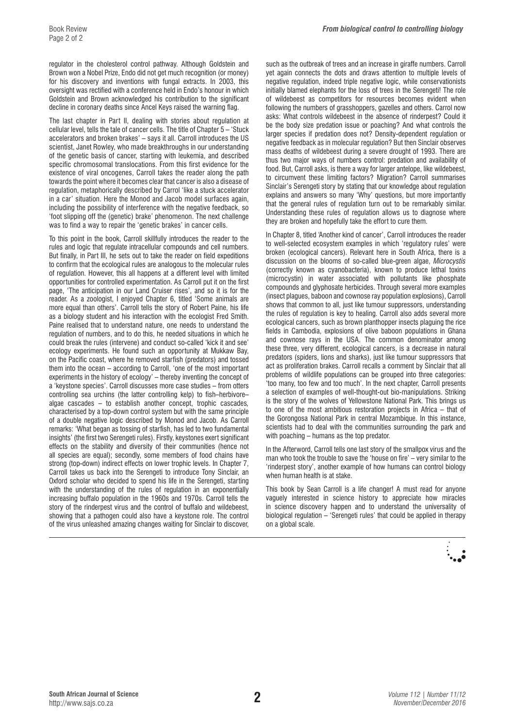regulator in the cholesterol control pathway. Although Goldstein and Brown won a Nobel Prize, Endo did not get much recognition (or money) for his discovery and inventions with fungal extracts. In 2003, this oversight was rectified with a conference held in Endo's honour in which Goldstein and Brown acknowledged his contribution to the significant decline in coronary deaths since Ancel Keys raised the warning flag.

The last chapter in Part II, dealing with stories about regulation at cellular level, tells the tale of cancer cells. The title of Chapter 5 – 'Stuck accelerators and broken brakes' – says it all. Carroll introduces the US scientist, Janet Rowley, who made breakthroughs in our understanding of the genetic basis of cancer, starting with leukemia, and described specific chromosomal translocations. From this first evidence for the existence of viral oncogenes, Carroll takes the reader along the path towards the point where it becomes clear that cancer is also a disease of regulation, metaphorically described by Carrol 'like a stuck accelerator in a car' situation. Here the Monod and Jacob model surfaces again, including the possibility of interference with the negative feedback, so 'foot slipping off the (genetic) brake' phenomenon. The next challenge was to find a way to repair the 'genetic brakes' in cancer cells.

To this point in the book, Carroll skillfully introduces the reader to the rules and logic that regulate intracellular compounds and cell numbers. But finally, in Part III, he sets out to take the reader on field expeditions to confirm that the ecological rules are analogous to the molecular rules of regulation. However, this all happens at a different level with limited opportunities for controlled experimentation. As Carroll put it on the first page, 'The anticipation in our Land Cruiser rises', and so it is for the reader. As a zoologist, I enjoyed Chapter 6, titled 'Some animals are more equal than others'. Carroll tells the story of Robert Paine, his life as a biology student and his interaction with the ecologist Fred Smith. Paine realised that to understand nature, one needs to understand the regulation of numbers, and to do this, he needed situations in which he could break the rules (intervene) and conduct so-called 'kick it and see' ecology experiments. He found such an opportunity at Mukkaw Bay, on the Pacific coast, where he removed starfish (predators) and tossed them into the ocean – according to Carroll, 'one of the most important experiments in the history of ecology' – thereby inventing the concept of a 'keystone species'. Carroll discusses more case studies – from otters controlling sea urchins (the latter controlling kelp) to fish–herbivore–algae cascades – to establish another concept, trophic cascades, characterised by a top-down control system but with the same principle of a double negative logic described by Monod and Jacob. As Carroll remarks: 'What began as tossing of starfish, has led to two fundamental insights' (the first two Serengeti rules). Firstly, keystones exert significant effects on the stability and diversity of their communities (hence not all species are equal); secondly, some members of food chains have strong (top-down) indirect effects on lower trophic levels. In Chapter 7, Carroll takes us back into the Serengeti to introduce Tony Sinclair, an Oxford scholar who decided to spend his life in the Serengeti, starting with the understanding of the rules of regulation in an exponentially increasing buffalo population in the 1960s and 1970s. Carroll tells the story of the rinderpest virus and the control of buffalo and wildebeest, showing that a pathogen could also have a keystone role. The control of the virus unleashed amazing changes waiting for Sinclair to discover, such as the outbreak of trees and an increase in giraffe numbers. Carroll yet again connects the dots and draws attention to multiple levels of negative regulation, indeed triple negative logic, while conservationists initially blamed elephants for the loss of trees in the Serengeti! The role of wildebeest as competitors for resources becomes evident when following the numbers of grasshoppers, gazelles and others. Carrol now asks: What controls wildebeest in the absence of rinderpest? Could it be the body size predation issue or poaching? And what controls the larger species if predation does not? Density-dependent regulation or negative feedback as in molecular regulation? But then Sinclair observes mass deaths of wildebeest during a severe drought of 1993. There are thus two major ways of numbers control: predation and availability of food. But, Carroll asks, is there a way for larger antelope, like wildebeest, to circumvent these limiting factors? Migration? Carroll summarises Sinclair's Serengeti story by stating that our knowledge about regulation explains and answers so many 'Why' questions, but more importantly that the general rules of regulation turn out to be remarkably similar. Understanding these rules of regulation allows us to diagnose where they are broken and hopefully take the effort to cure them.

In Chapter 8, titled 'Another kind of cancer', Carroll introduces the reader to well-selected ecosystem examples in which 'regulatory rules' were broken (ecological cancers). Relevant here in South Africa, there is a discussion on the blooms of so-called blue-green algae, *Microcystis* (correctly known as cyanobacteria), known to produce lethal toxins (microcystin) in water associated with pollutants like phosphate compounds and glyphosate herbicides. Through several more examples (insect plagues, baboon and cownose ray population explosions), Carroll shows that common to all, just like tumour suppressors, understanding the rules of regulation is key to healing. Carroll also adds several more ecological cancers, such as brown planthopper insects plaguing the rice fields in Cambodia, explosions of olive baboon populations in Ghana and cownose rays in the USA. The common denominator among these three, very different, ecological cancers, is a decrease in natural predators (spiders, lions and sharks), just like tumour suppressors that act as proliferation brakes. Carroll recalls a comment by Sinclair that all problems of wildlife populations can be grouped into three categories: 'too many, too few and too much'. In the next chapter, Carroll presents a selection of examples of well-thought-out bio-manipulations. Striking is the story of the wolves of Yellowstone National Park. This brings us to one of the most ambitious restoration projects in Africa – that of the Gorongosa National Park in central Mozambique. In this instance, scientists had to deal with the communities surrounding the park and with poaching – humans as the top predator.

In the Afterword, Carroll tells one last story of the smallpox virus and the man who took the trouble to save the 'house on fire' – very similar to the 'rinderpest story', another example of how humans can control biology when human health is at stake.

This book by Sean Carroll is a life changer! A must read for anyone vaguely interested in science history to appreciate how miracles in science discovery happen and to understand the universality of biological regulation – 'Serengeti rules' that could be applied in therapy on a global scale.